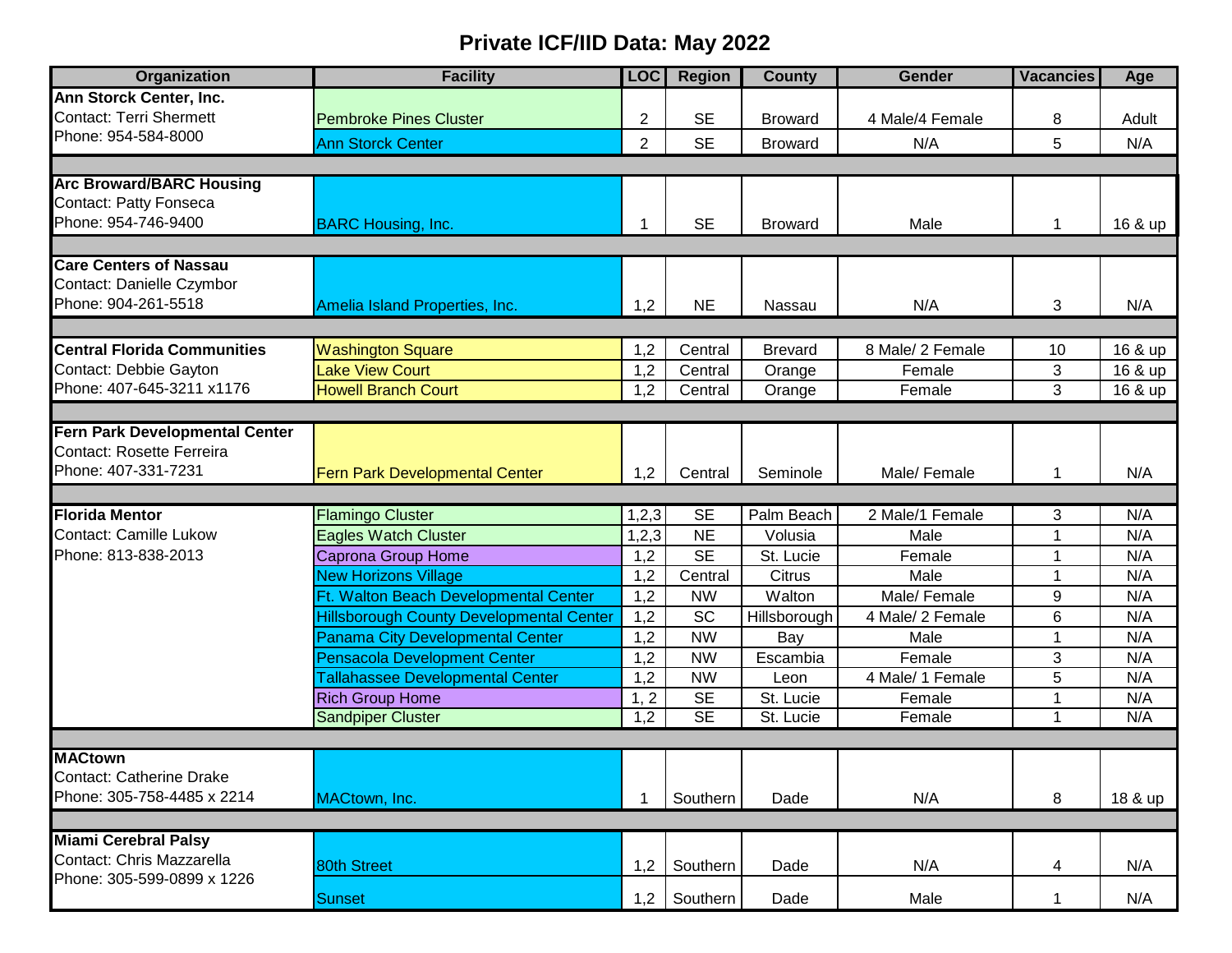# Private ICF/IID Data: May 2022

| Organization | Facility | LOC | Region | County | Gender | Vacancies | Age |
|---|---|---|---|---|---|---|---|
| **Ann Storck Center, Inc.**<br>Contact: Terri Shermett<br>Phone: 954-584-8000 | Pembroke Pines Cluster | 2 | SE | Broward | 4 Male/4 Female | 8 | Adult |
| | Ann Storck Center | 2 | SE | Broward | N/A | 5 | N/A |
| | | | | | | | |
| **Arc Broward/BARC Housing**<br>Contact: Patty Fonseca<br>Phone: 954-746-9400 | BARC Housing, Inc. | 1 | SE | Broward | Male | 1 | 16 & up |
| | | | | | | | |
| **Care Centers of Nassau**<br>Contact: Danielle Czymbor<br>Phone: 904-261-5518 | Amelia Island Properties, Inc. | 1,2 | NE | Nassau | N/A | 3 | N/A |
| | | | | | | | |
| **Central Florida Communities**<br>Contact: Debbie Gayton<br>Phone: 407-645-3211 x1176 | Washington Square | 1,2 | Central | Brevard | 8 Male/ 2 Female | 10 | 16 & up |
| | Lake View Court | 1,2 | Central | Orange | Female | 3 | 16 & up |
| | Howell Branch Court | 1,2 | Central | Orange | Female | 3 | 16 & up |
| | | | | | | | |
| **Fern Park Developmental Center**<br>Contact: Rosette Ferreira<br>Phone: 407-331-7231 | Fern Park Developmental Center | 1,2 | Central | Seminole | Male/ Female | 1 | N/A |
| | | | | | | | |
| **Florida Mentor**<br>Contact: Camille Lukow<br>Phone: 813-838-2013 | Flamingo Cluster | 1,2,3 | SE | Palm Beach | 2 Male/1 Female | 3 | N/A |
| | Eagles Watch Cluster | 1,2,3 | NE | Volusia | Male | 1 | N/A |
| | Caprona Group Home | 1,2 | SE | St. Lucie | Female | 1 | N/A |
| | New Horizons Village | 1,2 | Central | Citrus | Male | 1 | N/A |
| | Ft. Walton Beach Developmental Center | 1,2 | NW | Walton | Male/ Female | 9 | N/A |
| | Hillsborough County Developmental Center | 1,2 | SC | Hillsborough | 4 Male/ 2 Female | 6 | N/A |
| | Panama City Developmental Center | 1,2 | NW | Bay | Male | 1 | N/A |
| | Pensacola Development Center | 1,2 | NW | Escambia | Female | 3 | N/A |
| | Tallahassee Developmental Center | 1,2 | NW | Leon | 4 Male/ 1 Female | 5 | N/A |
| | Rich Group Home | 1, 2 | SE | St. Lucie | Female | 1 | N/A |
| | Sandpiper Cluster | 1,2 | SE | St. Lucie | Female | 1 | N/A |
| | | | | | | | |
| **MACtown**<br>Contact: Catherine Drake<br>Phone: 305-758-4485 x 2214 | MACtown, Inc. | 1 | Southern | Dade | N/A | 8 | 18 & up |
| | | | | | | | |
| **Miami Cerebral Palsy**<br>Contact: Chris Mazzarella<br>Phone: 305-599-0899 x 1226 | 80th Street | 1,2 | Southern | Dade | N/A | 4 | N/A |
| | Sunset | 1,2 | Southern | Dade | Male | 1 | N/A |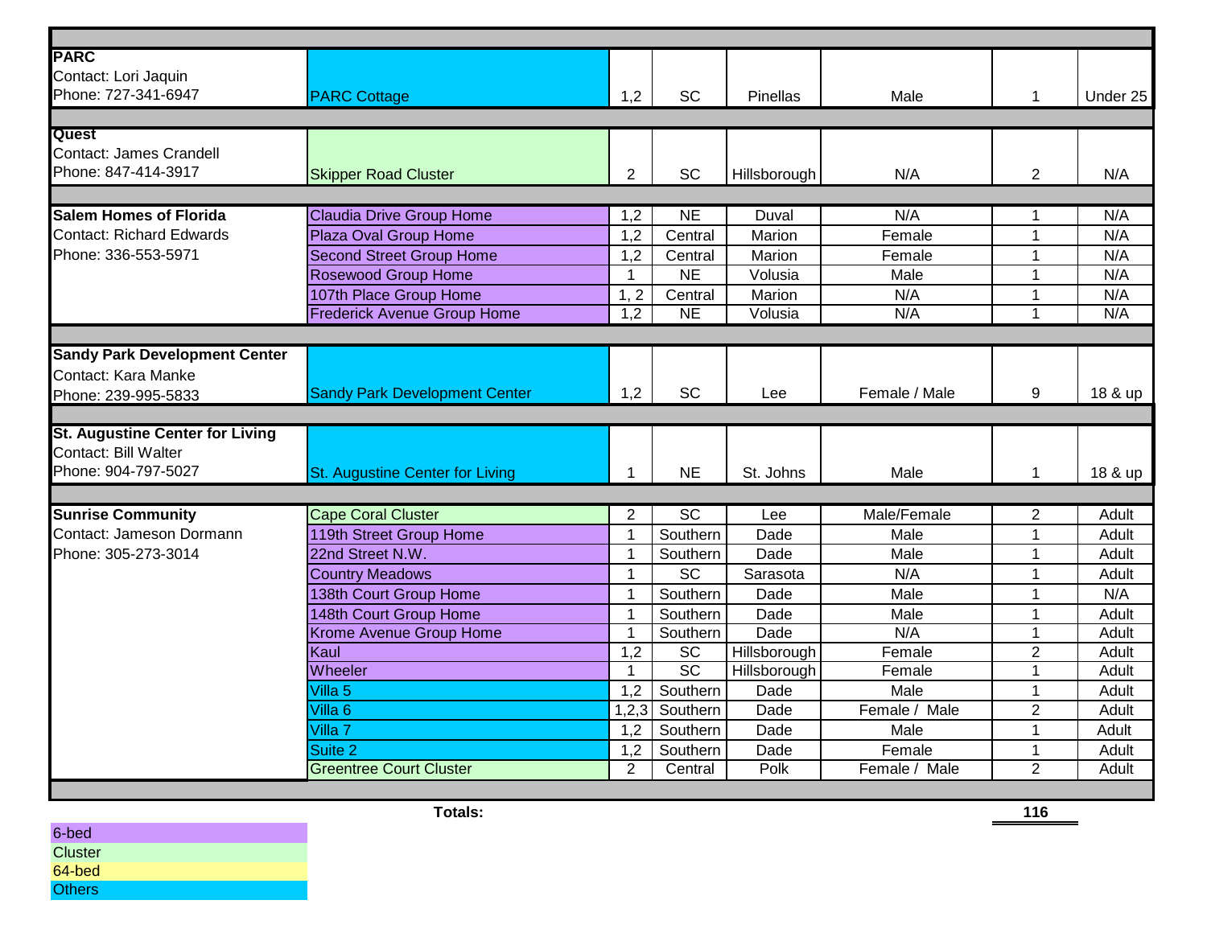| | | | | | | | |
|---|---|---|---|---|---|---|---|
| **PARC**<br>Contact: Lori Jaquin<br>Phone: 727-341-6947 | PARC Cottage | 1,2 | SC | Pinellas | Male | 1 | Under 25 |
| **Quest**<br>Contact: James Crandell<br>Phone: 847-414-3917 | Skipper Road Cluster | 2 | SC | Hillsborough | N/A | 2 | N/A |
| **Salem Homes of Florida** | Claudia Drive Group Home | 1,2 | NE | Duval | N/A | 1 | N/A |
| Contact: Richard Edwards | Plaza Oval Group Home | 1,2 | Central | Marion | Female | 1 | N/A |
| Phone: 336-553-5971 | Second Street Group Home | 1,2 | Central | Marion | Female | 1 | N/A |
| | Rosewood Group Home | 1 | NE | Volusia | Male | 1 | N/A |
| | 107th Place Group Home | 1, 2 | Central | Marion | N/A | 1 | N/A |
| | Frederick Avenue Group Home | 1,2 | NE | Volusia | N/A | 1 | N/A |
| **Sandy Park Development Center**<br>Contact: Kara Manke<br>Phone: 239-995-5833 | Sandy Park Development Center | 1,2 | SC | Lee | Female / Male | 9 | 18 & up |
| **St. Augustine Center for Living**<br>Contact: Bill Walter<br>Phone: 904-797-5027 | St. Augustine Center for Living | 1 | NE | St. Johns | Male | 1 | 18 & up |
| **Sunrise Community** | Cape Coral Cluster | 2 | SC | Lee | Male/Female | 2 | Adult |
| Contact: Jameson Dormann | 119th Street Group Home | 1 | Southern | Dade | Male | 1 | Adult |
| Phone: 305-273-3014 | 22nd Street N.W. | 1 | Southern | Dade | Male | 1 | Adult |
| | Country Meadows | 1 | SC | Sarasota | N/A | 1 | Adult |
| | 138th Court Group Home | 1 | Southern | Dade | Male | 1 | N/A |
| | 148th Court Group Home | 1 | Southern | Dade | Male | 1 | Adult |
| | Krome Avenue Group Home | 1 | Southern | Dade | N/A | 1 | Adult |
| | Kaul | 1,2 | SC | Hillsborough | Female | 2 | Adult |
| | Wheeler | 1 | SC | Hillsborough | Female | 1 | Adult |
| | Villa 5 | 1,2 | Southern | Dade | Male | 1 | Adult |
| | Villa 6 | 1,2,3 | Southern | Dade | Female / Male | 2 | Adult |
| | Villa 7 | 1,2 | Southern | Dade | Male | 1 | Adult |
| | Suite 2 | 1,2 | Southern | Dade | Female | 1 | Adult |
| | Greentree Court Cluster | 2 | Central | Polk | Female / Male | 2 | Adult |
| | **Totals:** | | | | | **116** | |

6-bed
Cluster
64-bed
Others